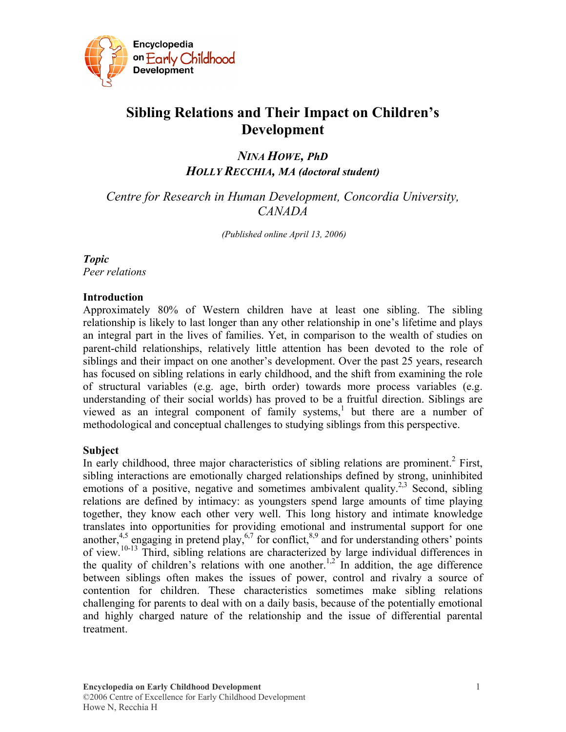# Sibling Relations and Their Impact on Children's Development

***NINA HOWE, PhD***
***HOLLY RECCHIA, MA (doctoral student)***

*Centre for Research in Human Development, Concordia University, CANADA*

*(Published online April 13, 2006)*

***Topic***
*Peer relations*

## Introduction

Approximately 80% of Western children have at least one sibling. The sibling relationship is likely to last longer than any other relationship in one's lifetime and plays an integral part in the lives of families. Yet, in comparison to the wealth of studies on parent-child relationships, relatively little attention has been devoted to the role of siblings and their impact on one another's development. Over the past 25 years, research has focused on sibling relations in early childhood, and the shift from examining the role of structural variables (e.g. age, birth order) towards more process variables (e.g. understanding of their social worlds) has proved to be a fruitful direction. Siblings are viewed as an integral component of family systems,[1] but there are a number of methodological and conceptual challenges to studying siblings from this perspective.

## Subject

In early childhood, three major characteristics of sibling relations are prominent.[2] First, sibling interactions are emotionally charged relationships defined by strong, uninhibited emotions of a positive, negative and sometimes ambivalent quality.[2,3] Second, sibling relations are defined by intimacy: as youngsters spend large amounts of time playing together, they know each other very well. This long history and intimate knowledge translates into opportunities for providing emotional and instrumental support for one another,[4,5] engaging in pretend play,[6,7] for conflict,[8,9] and for understanding others' points of view.[10-13] Third, sibling relations are characterized by large individual differences in the quality of children's relations with one another.[1,2] In addition, the age difference between siblings often makes the issues of power, control and rivalry a source of contention for children. These characteristics sometimes make sibling relations challenging for parents to deal with on a daily basis, because of the potentially emotional and highly charged nature of the relationship and the issue of differential parental treatment.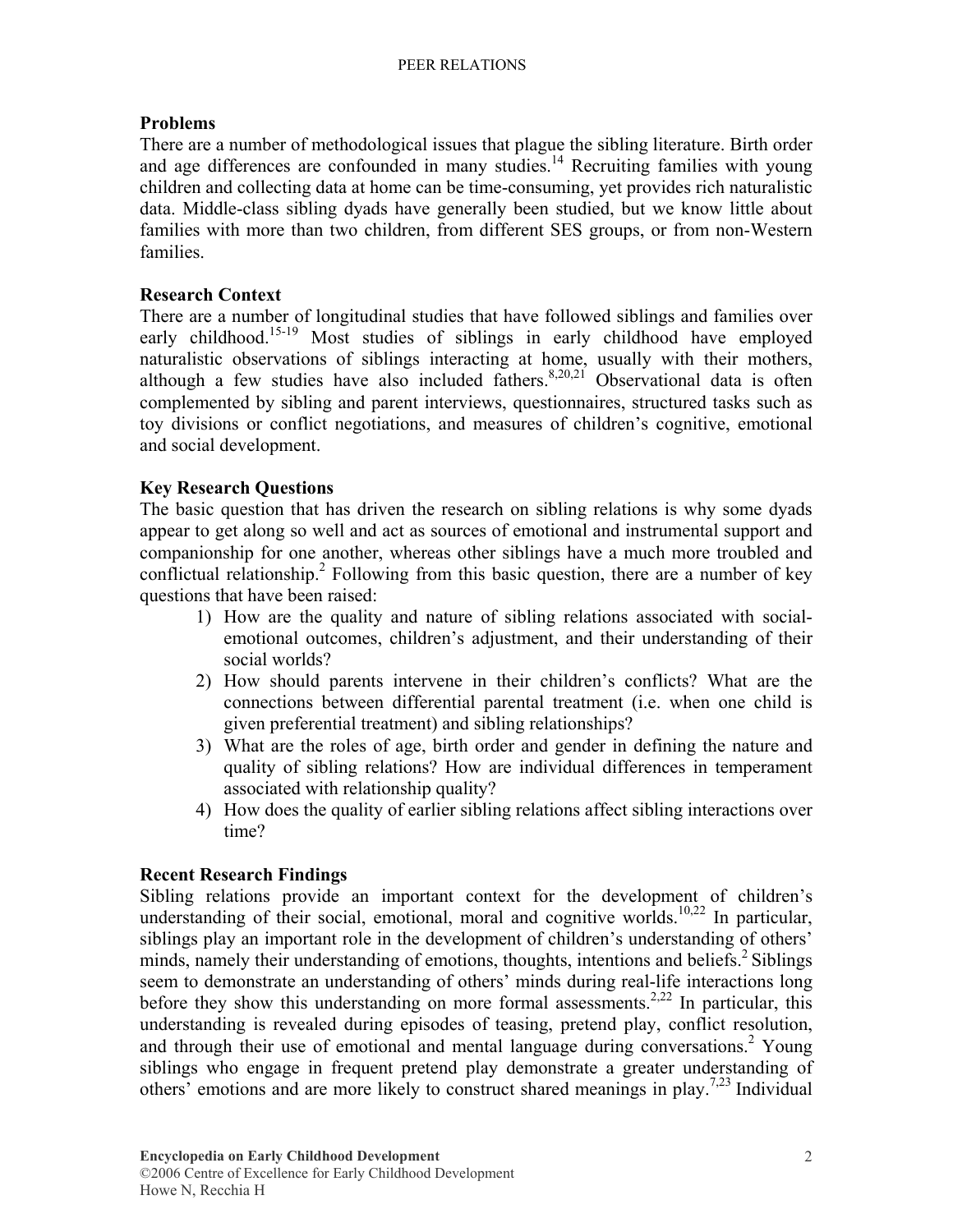## Problems

There are a number of methodological issues that plague the sibling literature. Birth order and age differences are confounded in many studies.[14] Recruiting families with young children and collecting data at home can be time-consuming, yet provides rich naturalistic data. Middle-class sibling dyads have generally been studied, but we know little about families with more than two children, from different SES groups, or from non-Western families.

## Research Context

There are a number of longitudinal studies that have followed siblings and families over early childhood.[15-19] Most studies of siblings in early childhood have employed naturalistic observations of siblings interacting at home, usually with their mothers, although a few studies have also included fathers.[8,20,21] Observational data is often complemented by sibling and parent interviews, questionnaires, structured tasks such as toy divisions or conflict negotiations, and measures of children's cognitive, emotional and social development.

## Key Research Questions

The basic question that has driven the research on sibling relations is why some dyads appear to get along so well and act as sources of emotional and instrumental support and companionship for one another, whereas other siblings have a much more troubled and conflictual relationship.[2] Following from this basic question, there are a number of key questions that have been raised:

1) How are the quality and nature of sibling relations associated with social-emotional outcomes, children's adjustment, and their understanding of their social worlds?
2) How should parents intervene in their children's conflicts? What are the connections between differential parental treatment (i.e. when one child is given preferential treatment) and sibling relationships?
3) What are the roles of age, birth order and gender in defining the nature and quality of sibling relations? How are individual differences in temperament associated with relationship quality?
4) How does the quality of earlier sibling relations affect sibling interactions over time?

## Recent Research Findings

Sibling relations provide an important context for the development of children's understanding of their social, emotional, moral and cognitive worlds.[10,22] In particular, siblings play an important role in the development of children's understanding of others' minds, namely their understanding of emotions, thoughts, intentions and beliefs.[2] Siblings seem to demonstrate an understanding of others' minds during real-life interactions long before they show this understanding on more formal assessments.[2,22] In particular, this understanding is revealed during episodes of teasing, pretend play, conflict resolution, and through their use of emotional and mental language during conversations.[2] Young siblings who engage in frequent pretend play demonstrate a greater understanding of others' emotions and are more likely to construct shared meanings in play.[7,23] Individual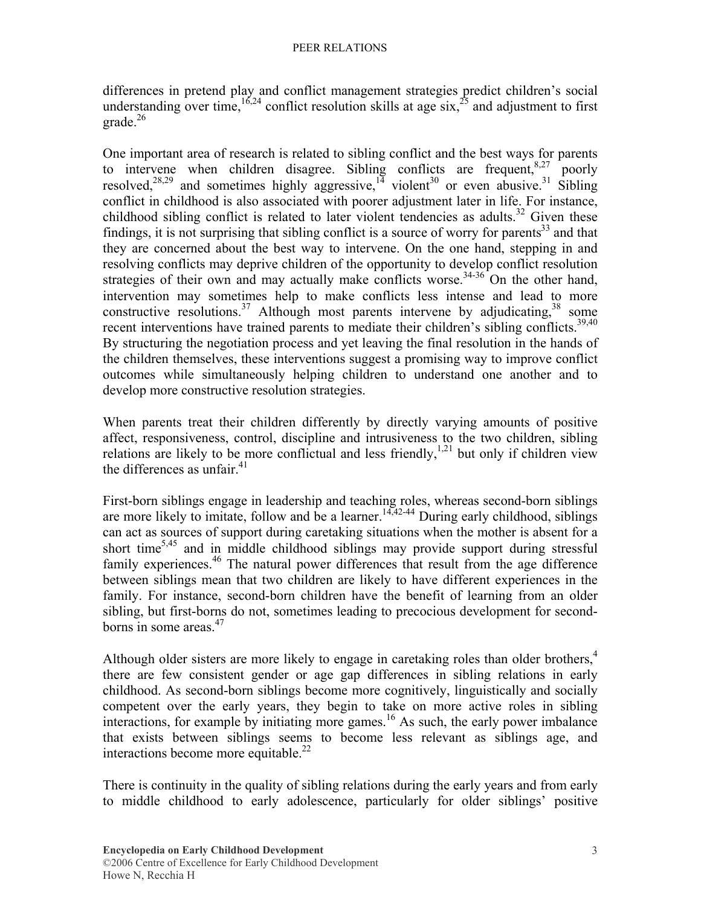differences in pretend play and conflict management strategies predict children's social understanding over time,[16,24] conflict resolution skills at age six,[25] and adjustment to first grade.[26]

One important area of research is related to sibling conflict and the best ways for parents to intervene when children disagree. Sibling conflicts are frequent,[8,27] poorly resolved,[28,29] and sometimes highly aggressive,[14] violent[30] or even abusive.[31] Sibling conflict in childhood is also associated with poorer adjustment later in life. For instance, childhood sibling conflict is related to later violent tendencies as adults.[32] Given these findings, it is not surprising that sibling conflict is a source of worry for parents[33] and that they are concerned about the best way to intervene. On the one hand, stepping in and resolving conflicts may deprive children of the opportunity to develop conflict resolution strategies of their own and may actually make conflicts worse.[34-36] On the other hand, intervention may sometimes help to make conflicts less intense and lead to more constructive resolutions.[37] Although most parents intervene by adjudicating,[38] some recent interventions have trained parents to mediate their children's sibling conflicts.[39,40] By structuring the negotiation process and yet leaving the final resolution in the hands of the children themselves, these interventions suggest a promising way to improve conflict outcomes while simultaneously helping children to understand one another and to develop more constructive resolution strategies.

When parents treat their children differently by directly varying amounts of positive affect, responsiveness, control, discipline and intrusiveness to the two children, sibling relations are likely to be more conflictual and less friendly,[1,21] but only if children view the differences as unfair.[41]

First-born siblings engage in leadership and teaching roles, whereas second-born siblings are more likely to imitate, follow and be a learner.[14,42-44] During early childhood, siblings can act as sources of support during caretaking situations when the mother is absent for a short time[5,45] and in middle childhood siblings may provide support during stressful family experiences.[46] The natural power differences that result from the age difference between siblings mean that two children are likely to have different experiences in the family. For instance, second-born children have the benefit of learning from an older sibling, but first-borns do not, sometimes leading to precocious development for second-borns in some areas.[47]

Although older sisters are more likely to engage in caretaking roles than older brothers,[4] there are few consistent gender or age gap differences in sibling relations in early childhood. As second-born siblings become more cognitively, linguistically and socially competent over the early years, they begin to take on more active roles in sibling interactions, for example by initiating more games.[16] As such, the early power imbalance that exists between siblings seems to become less relevant as siblings age, and interactions become more equitable.[22]

There is continuity in the quality of sibling relations during the early years and from early to middle childhood to early adolescence, particularly for older siblings' positive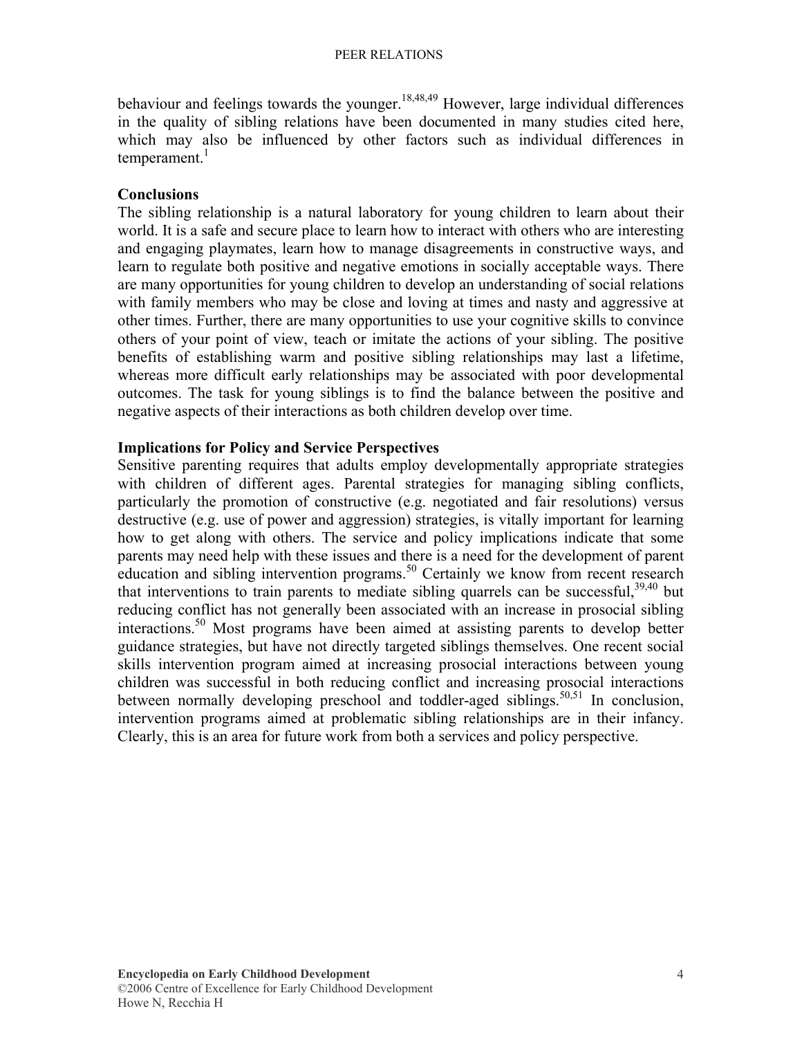behaviour and feelings towards the younger.[18,48,49] However, large individual differences in the quality of sibling relations have been documented in many studies cited here, which may also be influenced by other factors such as individual differences in temperament.[1]

## Conclusions

The sibling relationship is a natural laboratory for young children to learn about their world. It is a safe and secure place to learn how to interact with others who are interesting and engaging playmates, learn how to manage disagreements in constructive ways, and learn to regulate both positive and negative emotions in socially acceptable ways. There are many opportunities for young children to develop an understanding of social relations with family members who may be close and loving at times and nasty and aggressive at other times. Further, there are many opportunities to use your cognitive skills to convince others of your point of view, teach or imitate the actions of your sibling. The positive benefits of establishing warm and positive sibling relationships may last a lifetime, whereas more difficult early relationships may be associated with poor developmental outcomes. The task for young siblings is to find the balance between the positive and negative aspects of their interactions as both children develop over time.

## Implications for Policy and Service Perspectives

Sensitive parenting requires that adults employ developmentally appropriate strategies with children of different ages. Parental strategies for managing sibling conflicts, particularly the promotion of constructive (e.g. negotiated and fair resolutions) versus destructive (e.g. use of power and aggression) strategies, is vitally important for learning how to get along with others. The service and policy implications indicate that some parents may need help with these issues and there is a need for the development of parent education and sibling intervention programs.[50] Certainly we know from recent research that interventions to train parents to mediate sibling quarrels can be successful,[39,40] but reducing conflict has not generally been associated with an increase in prosocial sibling interactions.[50] Most programs have been aimed at assisting parents to develop better guidance strategies, but have not directly targeted siblings themselves. One recent social skills intervention program aimed at increasing prosocial interactions between young children was successful in both reducing conflict and increasing prosocial interactions between normally developing preschool and toddler-aged siblings.[50,51] In conclusion, intervention programs aimed at problematic sibling relationships are in their infancy. Clearly, this is an area for future work from both a services and policy perspective.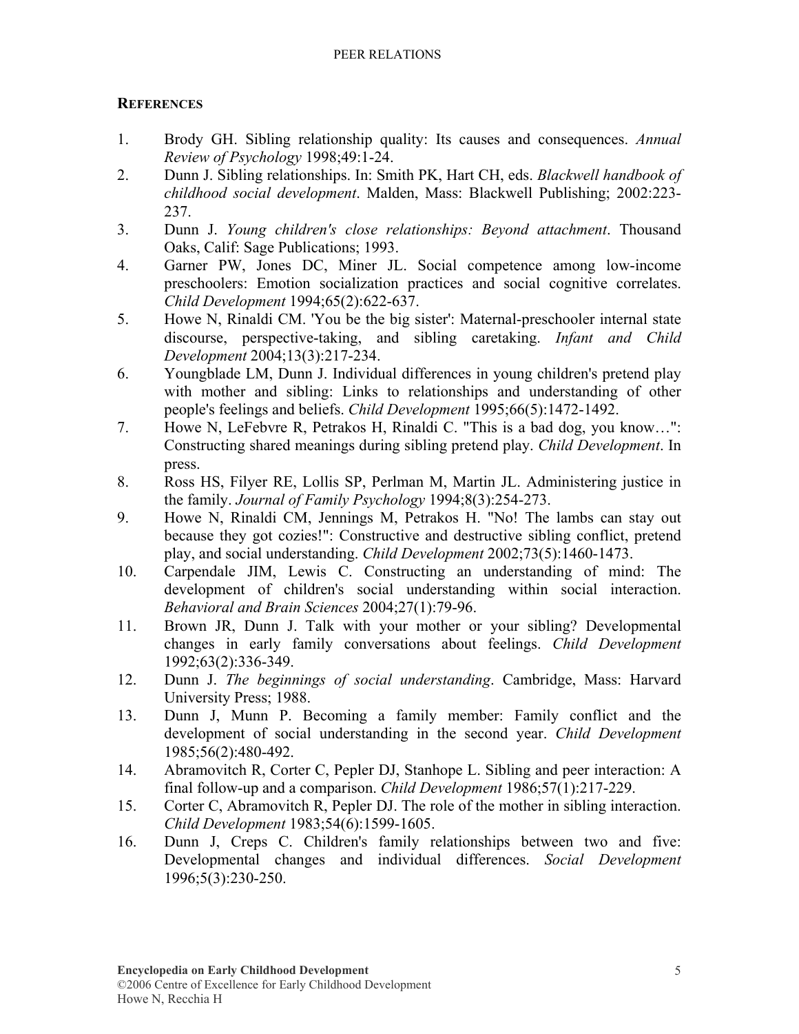## REFERENCES

1. Brody GH. Sibling relationship quality: Its causes and consequences. *Annual Review of Psychology* 1998;49:1-24.
2. Dunn J. Sibling relationships. In: Smith PK, Hart CH, eds. *Blackwell handbook of childhood social development*. Malden, Mass: Blackwell Publishing; 2002:223-237.
3. Dunn J. *Young children's close relationships: Beyond attachment*. Thousand Oaks, Calif: Sage Publications; 1993.
4. Garner PW, Jones DC, Miner JL. Social competence among low-income preschoolers: Emotion socialization practices and social cognitive correlates. *Child Development* 1994;65(2):622-637.
5. Howe N, Rinaldi CM. 'You be the big sister': Maternal-preschooler internal state discourse, perspective-taking, and sibling caretaking. *Infant and Child Development* 2004;13(3):217-234.
6. Youngblade LM, Dunn J. Individual differences in young children's pretend play with mother and sibling: Links to relationships and understanding of other people's feelings and beliefs. *Child Development* 1995;66(5):1472-1492.
7. Howe N, LeFebvre R, Petrakos H, Rinaldi C. "This is a bad dog, you know…": Constructing shared meanings during sibling pretend play. *Child Development*. In press.
8. Ross HS, Filyer RE, Lollis SP, Perlman M, Martin JL. Administering justice in the family. *Journal of Family Psychology* 1994;8(3):254-273.
9. Howe N, Rinaldi CM, Jennings M, Petrakos H. "No! The lambs can stay out because they got cozies!": Constructive and destructive sibling conflict, pretend play, and social understanding. *Child Development* 2002;73(5):1460-1473.
10. Carpendale JIM, Lewis C. Constructing an understanding of mind: The development of children's social understanding within social interaction. *Behavioral and Brain Sciences* 2004;27(1):79-96.
11. Brown JR, Dunn J. Talk with your mother or your sibling? Developmental changes in early family conversations about feelings. *Child Development* 1992;63(2):336-349.
12. Dunn J. *The beginnings of social understanding*. Cambridge, Mass: Harvard University Press; 1988.
13. Dunn J, Munn P. Becoming a family member: Family conflict and the development of social understanding in the second year. *Child Development* 1985;56(2):480-492.
14. Abramovitch R, Corter C, Pepler DJ, Stanhope L. Sibling and peer interaction: A final follow-up and a comparison. *Child Development* 1986;57(1):217-229.
15. Corter C, Abramovitch R, Pepler DJ. The role of the mother in sibling interaction. *Child Development* 1983;54(6):1599-1605.
16. Dunn J, Creps C. Children's family relationships between two and five: Developmental changes and individual differences. *Social Development* 1996;5(3):230-250.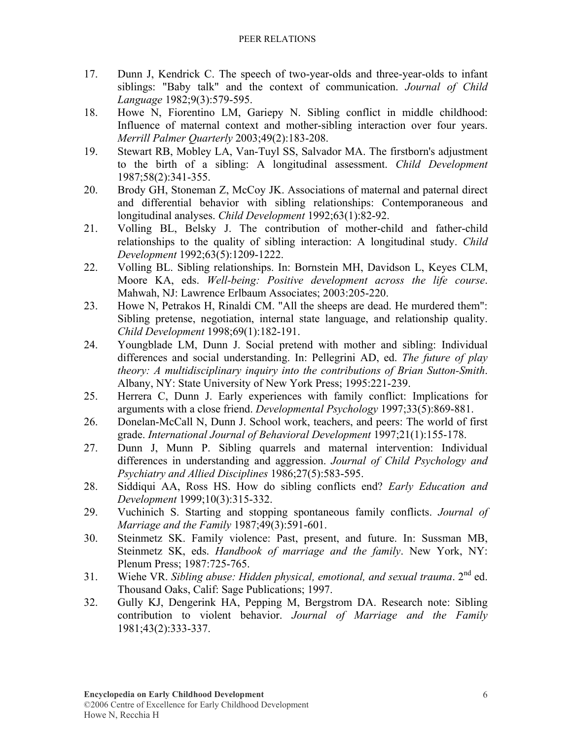17. Dunn J, Kendrick C. The speech of two-year-olds and three-year-olds to infant siblings: "Baby talk" and the context of communication. *Journal of Child Language* 1982;9(3):579-595.
18. Howe N, Fiorentino LM, Gariepy N. Sibling conflict in middle childhood: Influence of maternal context and mother-sibling interaction over four years. *Merrill Palmer Quarterly* 2003;49(2):183-208.
19. Stewart RB, Mobley LA, Van-Tuyl SS, Salvador MA. The firstborn's adjustment to the birth of a sibling: A longitudinal assessment. *Child Development* 1987;58(2):341-355.
20. Brody GH, Stoneman Z, McCoy JK. Associations of maternal and paternal direct and differential behavior with sibling relationships: Contemporaneous and longitudinal analyses. *Child Development* 1992;63(1):82-92.
21. Volling BL, Belsky J. The contribution of mother-child and father-child relationships to the quality of sibling interaction: A longitudinal study. *Child Development* 1992;63(5):1209-1222.
22. Volling BL. Sibling relationships. In: Bornstein MH, Davidson L, Keyes CLM, Moore KA, eds. *Well-being: Positive development across the life course*. Mahwah, NJ: Lawrence Erlbaum Associates; 2003:205-220.
23. Howe N, Petrakos H, Rinaldi CM. "All the sheeps are dead. He murdered them": Sibling pretense, negotiation, internal state language, and relationship quality. *Child Development* 1998;69(1):182-191.
24. Youngblade LM, Dunn J. Social pretend with mother and sibling: Individual differences and social understanding. In: Pellegrini AD, ed. *The future of play theory: A multidisciplinary inquiry into the contributions of Brian Sutton-Smith*. Albany, NY: State University of New York Press; 1995:221-239.
25. Herrera C, Dunn J. Early experiences with family conflict: Implications for arguments with a close friend. *Developmental Psychology* 1997;33(5):869-881.
26. Donelan-McCall N, Dunn J. School work, teachers, and peers: The world of first grade. *International Journal of Behavioral Development* 1997;21(1):155-178.
27. Dunn J, Munn P. Sibling quarrels and maternal intervention: Individual differences in understanding and aggression. *Journal of Child Psychology and Psychiatry and Allied Disciplines* 1986;27(5):583-595.
28. Siddiqui AA, Ross HS. How do sibling conflicts end? *Early Education and Development* 1999;10(3):315-332.
29. Vuchinich S. Starting and stopping spontaneous family conflicts. *Journal of Marriage and the Family* 1987;49(3):591-601.
30. Steinmetz SK. Family violence: Past, present, and future. In: Sussman MB, Steinmetz SK, eds. *Handbook of marriage and the family*. New York, NY: Plenum Press; 1987:725-765.
31. Wiehe VR. *Sibling abuse: Hidden physical, emotional, and sexual trauma*. 2nd ed. Thousand Oaks, Calif: Sage Publications; 1997.
32. Gully KJ, Dengerink HA, Pepping M, Bergstrom DA. Research note: Sibling contribution to violent behavior. *Journal of Marriage and the Family* 1981;43(2):333-337.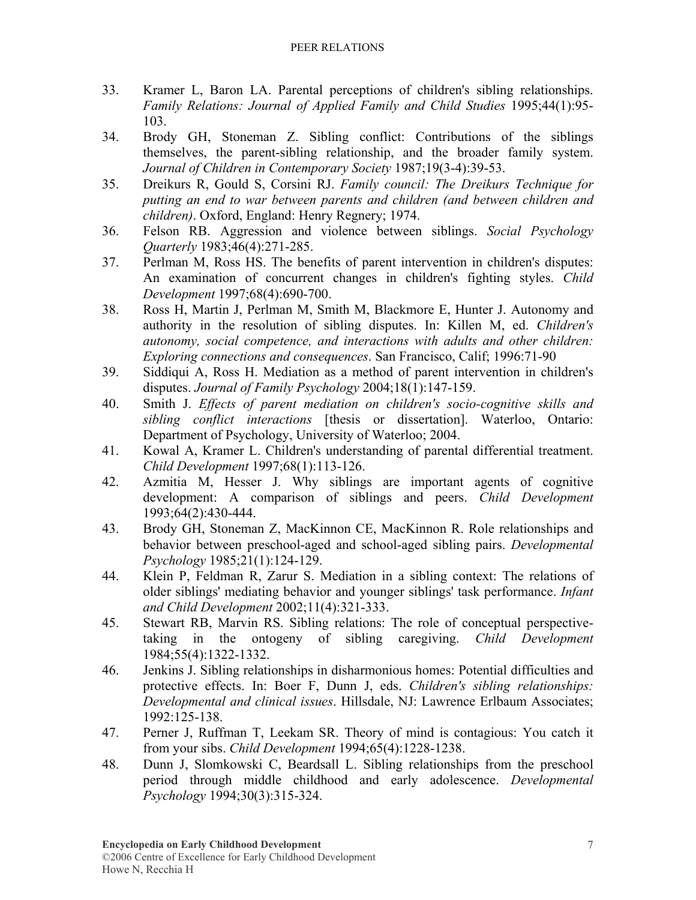33. Kramer L, Baron LA. Parental perceptions of children's sibling relationships. *Family Relations: Journal of Applied Family and Child Studies* 1995;44(1):95-103.
34. Brody GH, Stoneman Z. Sibling conflict: Contributions of the siblings themselves, the parent-sibling relationship, and the broader family system. *Journal of Children in Contemporary Society* 1987;19(3-4):39-53.
35. Dreikurs R, Gould S, Corsini RJ. *Family council: The Dreikurs Technique for putting an end to war between parents and children (and between children and children)*. Oxford, England: Henry Regnery; 1974.
36. Felson RB. Aggression and violence between siblings. *Social Psychology Quarterly* 1983;46(4):271-285.
37. Perlman M, Ross HS. The benefits of parent intervention in children's disputes: An examination of concurrent changes in children's fighting styles. *Child Development* 1997;68(4):690-700.
38. Ross H, Martin J, Perlman M, Smith M, Blackmore E, Hunter J. Autonomy and authority in the resolution of sibling disputes. In: Killen M, ed. *Children's autonomy, social competence, and interactions with adults and other children: Exploring connections and consequences*. San Francisco, Calif; 1996:71-90
39. Siddiqui A, Ross H. Mediation as a method of parent intervention in children's disputes. *Journal of Family Psychology* 2004;18(1):147-159.
40. Smith J. *Effects of parent mediation on children's socio-cognitive skills and sibling conflict interactions* [thesis or dissertation]. Waterloo, Ontario: Department of Psychology, University of Waterloo; 2004.
41. Kowal A, Kramer L. Children's understanding of parental differential treatment. *Child Development* 1997;68(1):113-126.
42. Azmitia M, Hesser J. Why siblings are important agents of cognitive development: A comparison of siblings and peers. *Child Development* 1993;64(2):430-444.
43. Brody GH, Stoneman Z, MacKinnon CE, MacKinnon R. Role relationships and behavior between preschool-aged and school-aged sibling pairs. *Developmental Psychology* 1985;21(1):124-129.
44. Klein P, Feldman R, Zarur S. Mediation in a sibling context: The relations of older siblings' mediating behavior and younger siblings' task performance. *Infant and Child Development* 2002;11(4):321-333.
45. Stewart RB, Marvin RS. Sibling relations: The role of conceptual perspective-taking in the ontogeny of sibling caregiving. *Child Development* 1984;55(4):1322-1332.
46. Jenkins J. Sibling relationships in disharmonious homes: Potential difficulties and protective effects. In: Boer F, Dunn J, eds. *Children's sibling relationships: Developmental and clinical issues*. Hillsdale, NJ: Lawrence Erlbaum Associates; 1992:125-138.
47. Perner J, Ruffman T, Leekam SR. Theory of mind is contagious: You catch it from your sibs. *Child Development* 1994;65(4):1228-1238.
48. Dunn J, Slomkowski C, Beardsall L. Sibling relationships from the preschool period through middle childhood and early adolescence. *Developmental Psychology* 1994;30(3):315-324.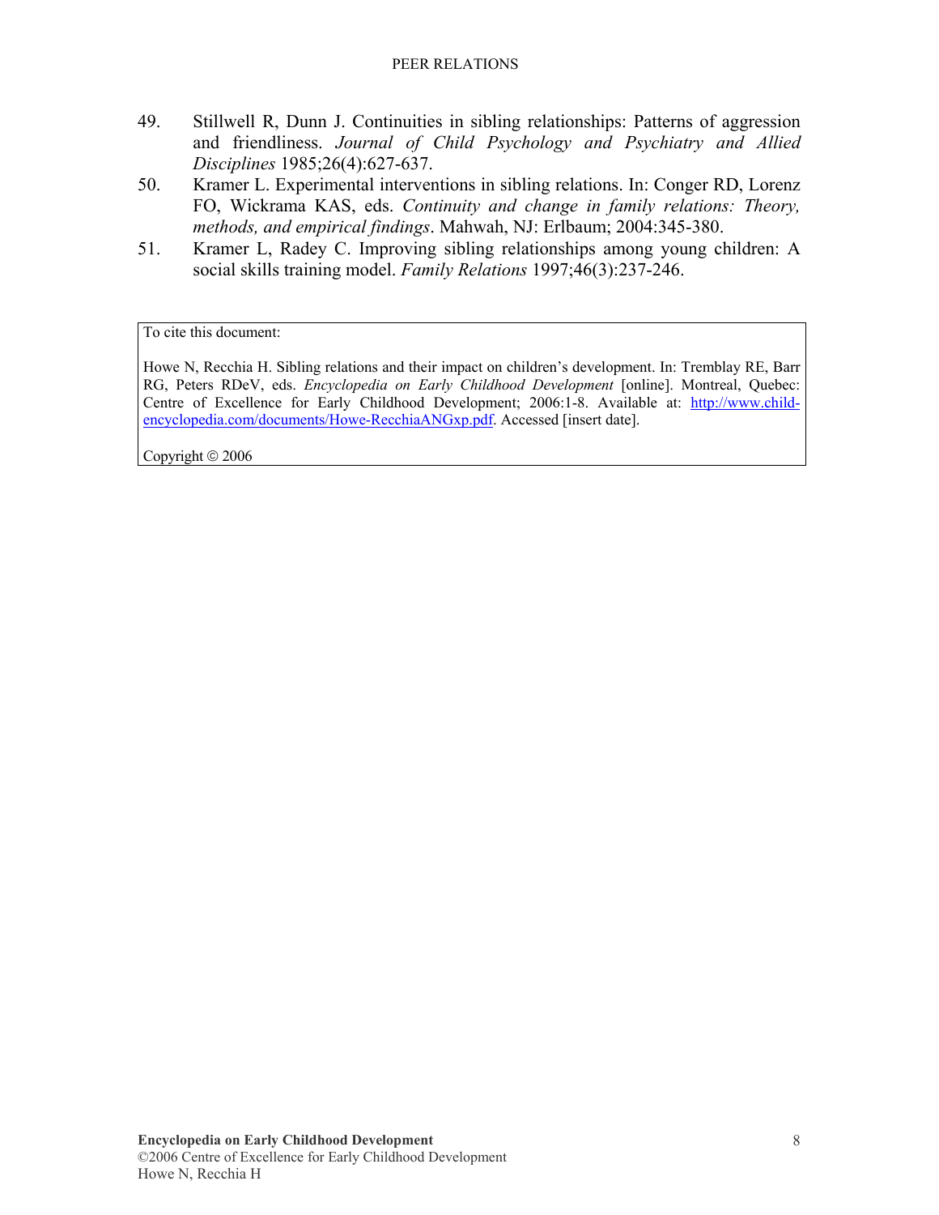49. Stillwell R, Dunn J. Continuities in sibling relationships: Patterns of aggression and friendliness. *Journal of Child Psychology and Psychiatry and Allied Disciplines* 1985;26(4):627-637.
50. Kramer L. Experimental interventions in sibling relations. In: Conger RD, Lorenz FO, Wickrama KAS, eds. *Continuity and change in family relations: Theory, methods, and empirical findings*. Mahwah, NJ: Erlbaum; 2004:345-380.
51. Kramer L, Radey C. Improving sibling relationships among young children: A social skills training model. *Family Relations* 1997;46(3):237-246.

To cite this document:

Howe N, Recchia H. Sibling relations and their impact on children's development. In: Tremblay RE, Barr RG, Peters RDeV, eds. *Encyclopedia on Early Childhood Development* [online]. Montreal, Quebec: Centre of Excellence for Early Childhood Development; 2006:1-8. Available at: http://www.child-encyclopedia.com/documents/Howe-RecchiaANGxp.pdf. Accessed [insert date].

Copyright © 2006